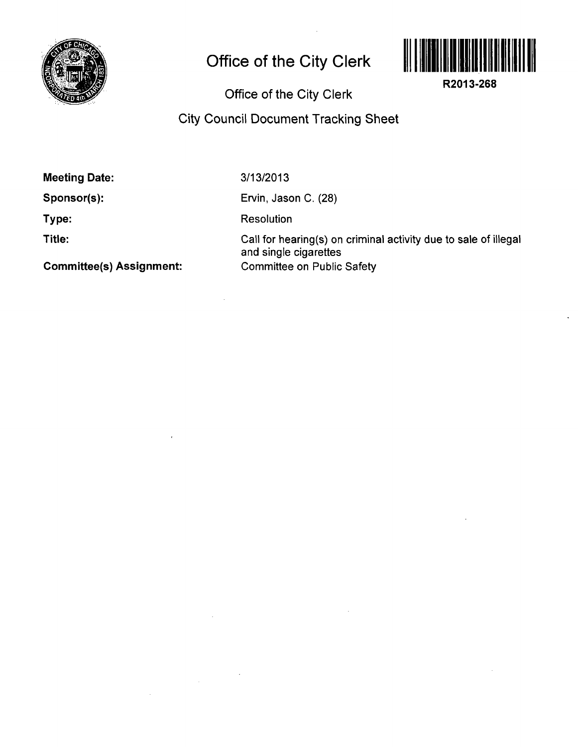# Office of the City Clerk

R2013-268

## Office of the City Clerk

## City Council Document Tracking Sheet

**Meeting Date:** 3/13/2013

**Sponsor(s):** Ervin, Jason C. (28)

**Type:** Resolution

**Title:** Call for hearing(s) on criminal activity due to sale of illegal and single cigarettes

**Committee(s) Assignment:** Committee on Public Safety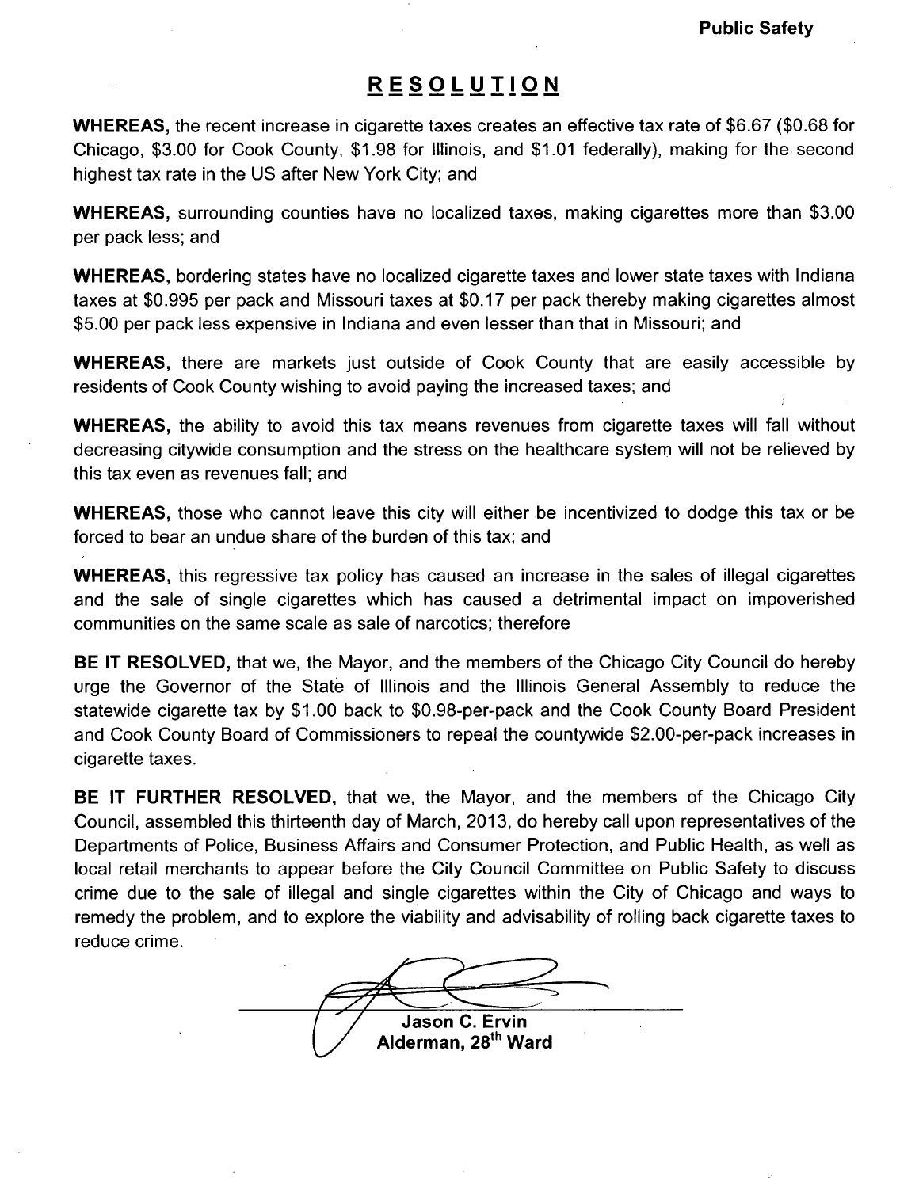Public Safety

# RESOLUTION

**WHEREAS,** the recent increase in cigarette taxes creates an effective tax rate of $6.67 ($0.68 for Chicago, $3.00 for Cook County, $1.98 for Illinois, and $1.01 federally), making for the second highest tax rate in the US after New York City; and

**WHEREAS,** surrounding counties have no localized taxes, making cigarettes more than $3.00 per pack less; and

**WHEREAS,** bordering states have no localized cigarette taxes and lower state taxes with Indiana taxes at $0.995 per pack and Missouri taxes at $0.17 per pack thereby making cigarettes almost $5.00 per pack less expensive in Indiana and even lesser than that in Missouri; and

**WHEREAS,** there are markets just outside of Cook County that are easily accessible by residents of Cook County wishing to avoid paying the increased taxes; and

**WHEREAS,** the ability to avoid this tax means revenues from cigarette taxes will fall without decreasing citywide consumption and the stress on the healthcare system will not be relieved by this tax even as revenues fall; and

**WHEREAS,** those who cannot leave this city will either be incentivized to dodge this tax or be forced to bear an undue share of the burden of this tax; and

**WHEREAS,** this regressive tax policy has caused an increase in the sales of illegal cigarettes and the sale of single cigarettes which has caused a detrimental impact on impoverished communities on the same scale as sale of narcotics; therefore

**BE IT RESOLVED,** that we, the Mayor, and the members of the Chicago City Council do hereby urge the Governor of the State of Illinois and the Illinois General Assembly to reduce the statewide cigarette tax by $1.00 back to $0.98-per-pack and the Cook County Board President and Cook County Board of Commissioners to repeal the countywide $2.00-per-pack increases in cigarette taxes.

**BE IT FURTHER RESOLVED,** that we, the Mayor, and the members of the Chicago City Council, assembled this thirteenth day of March, 2013, do hereby call upon representatives of the Departments of Police, Business Affairs and Consumer Protection, and Public Health, as well as local retail merchants to appear before the City Council Committee on Public Safety to discuss crime due to the sale of illegal and single cigarettes within the City of Chicago and ways to remedy the problem, and to explore the viability and advisability of rolling back cigarette taxes to reduce crime.

**Jason C. Ervin**
**Alderman, 28th Ward**